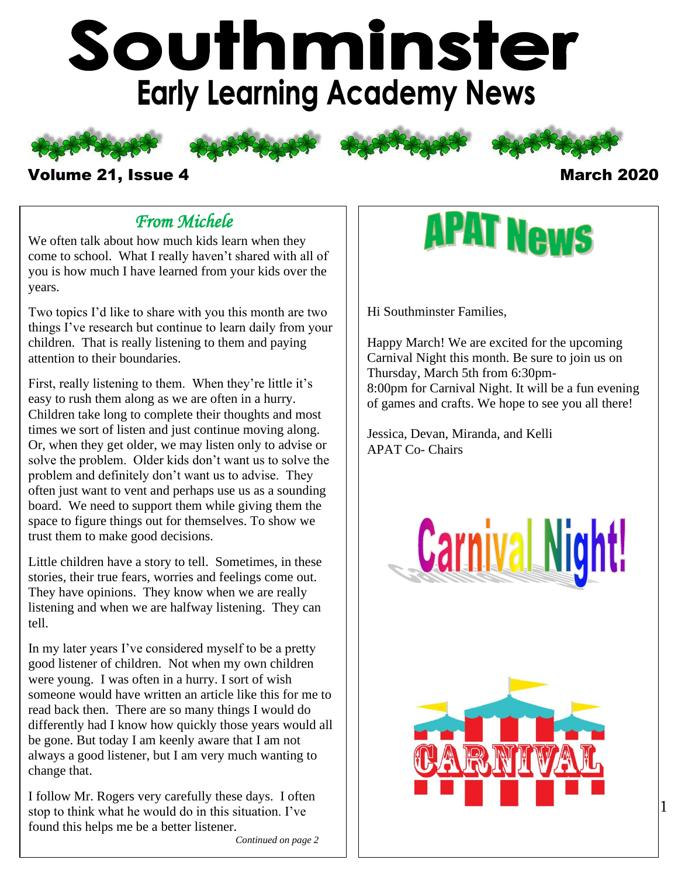# Southminster

## Early Learning Academy News

**Volume 21, Issue 4** **March 2020**

### *From Michele*

We often talk about how much kids learn when they come to school. What I really haven't shared with all of you is how much I have learned from your kids over the years.

Two topics I'd like to share with you this month are two things I've research but continue to learn daily from your children. That is really listening to them and paying attention to their boundaries.

First, really listening to them. When they're little it's easy to rush them along as we are often in a hurry. Children take long to complete their thoughts and most times we sort of listen and just continue moving along. Or, when they get older, we may listen only to advise or solve the problem. Older kids don't want us to solve the problem and definitely don't want us to advise. They often just want to vent and perhaps use us as a sounding board. We need to support them while giving them the space to figure things out for themselves. To show we trust them to make good decisions.

Little children have a story to tell. Sometimes, in these stories, their true fears, worries and feelings come out. They have opinions. They know when we are really listening and when we are halfway listening. They can tell.

In my later years I've considered myself to be a pretty good listener of children. Not when my own children were young. I was often in a hurry. I sort of wish someone would have written an article like this for me to read back then. There are so many things I would do differently had I know how quickly those years would all be gone. But today I am keenly aware that I am not always a good listener, but I am very much wanting to change that.

I follow Mr. Rogers very carefully these days. I often stop to think what he would do in this situation. I've found this helps me be a better listener.

*Continued on page 2*

## APAT News

Hi Southminster Families,

Happy March! We are excited for the upcoming Carnival Night this month. Be sure to join us on Thursday, March 5th from 6:30pm-8:00pm for Carnival Night. It will be a fun evening of games and crafts. We hope to see you all there!

Jessica, Devan, Miranda, and Kelli
APAT Co- Chairs

## Carnival Night!

CARNIVAL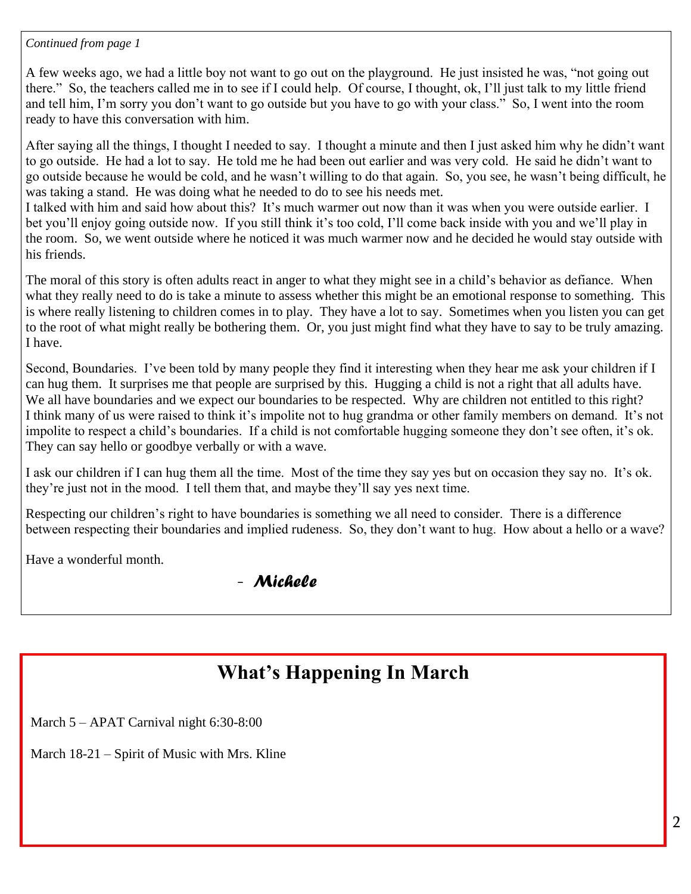*Continued from page 1*

A few weeks ago, we had a little boy not want to go out on the playground. He just insisted he was, "not going out there." So, the teachers called me in to see if I could help. Of course, I thought, ok, I'll just talk to my little friend and tell him, I'm sorry you don't want to go outside but you have to go with your class." So, I went into the room ready to have this conversation with him.

After saying all the things, I thought I needed to say. I thought a minute and then I just asked him why he didn't want to go outside. He had a lot to say. He told me he had been out earlier and was very cold. He said he didn't want to go outside because he would be cold, and he wasn't willing to do that again. So, you see, he wasn't being difficult, he was taking a stand. He was doing what he needed to do to see his needs met.
I talked with him and said how about this? It's much warmer out now than it was when you were outside earlier. I bet you'll enjoy going outside now. If you still think it's too cold, I'll come back inside with you and we'll play in the room. So, we went outside where he noticed it was much warmer now and he decided he would stay outside with his friends.

The moral of this story is often adults react in anger to what they might see in a child's behavior as defiance. When what they really need to do is take a minute to assess whether this might be an emotional response to something. This is where really listening to children comes in to play. They have a lot to say. Sometimes when you listen you can get to the root of what might really be bothering them. Or, you just might find what they have to say to be truly amazing. I have.

Second, Boundaries. I've been told by many people they find it interesting when they hear me ask your children if I can hug them. It surprises me that people are surprised by this. Hugging a child is not a right that all adults have. We all have boundaries and we expect our boundaries to be respected. Why are children not entitled to this right? I think many of us were raised to think it's impolite not to hug grandma or other family members on demand. It's not impolite to respect a child's boundaries. If a child is not comfortable hugging someone they don't see often, it's ok. They can say hello or goodbye verbally or with a wave.

I ask our children if I can hug them all the time. Most of the time they say yes but on occasion they say no. It's ok. they're just not in the mood. I tell them that, and maybe they'll say yes next time.

Respecting our children's right to have boundaries is something we all need to consider. There is a difference between respecting their boundaries and implied rudeness. So, they don't want to hug. How about a hello or a wave?

Have a wonderful month.

\- ***Michele***

## What's Happening In March

March 5 – APAT Carnival night 6:30-8:00

March 18-21 – Spirit of Music with Mrs. Kline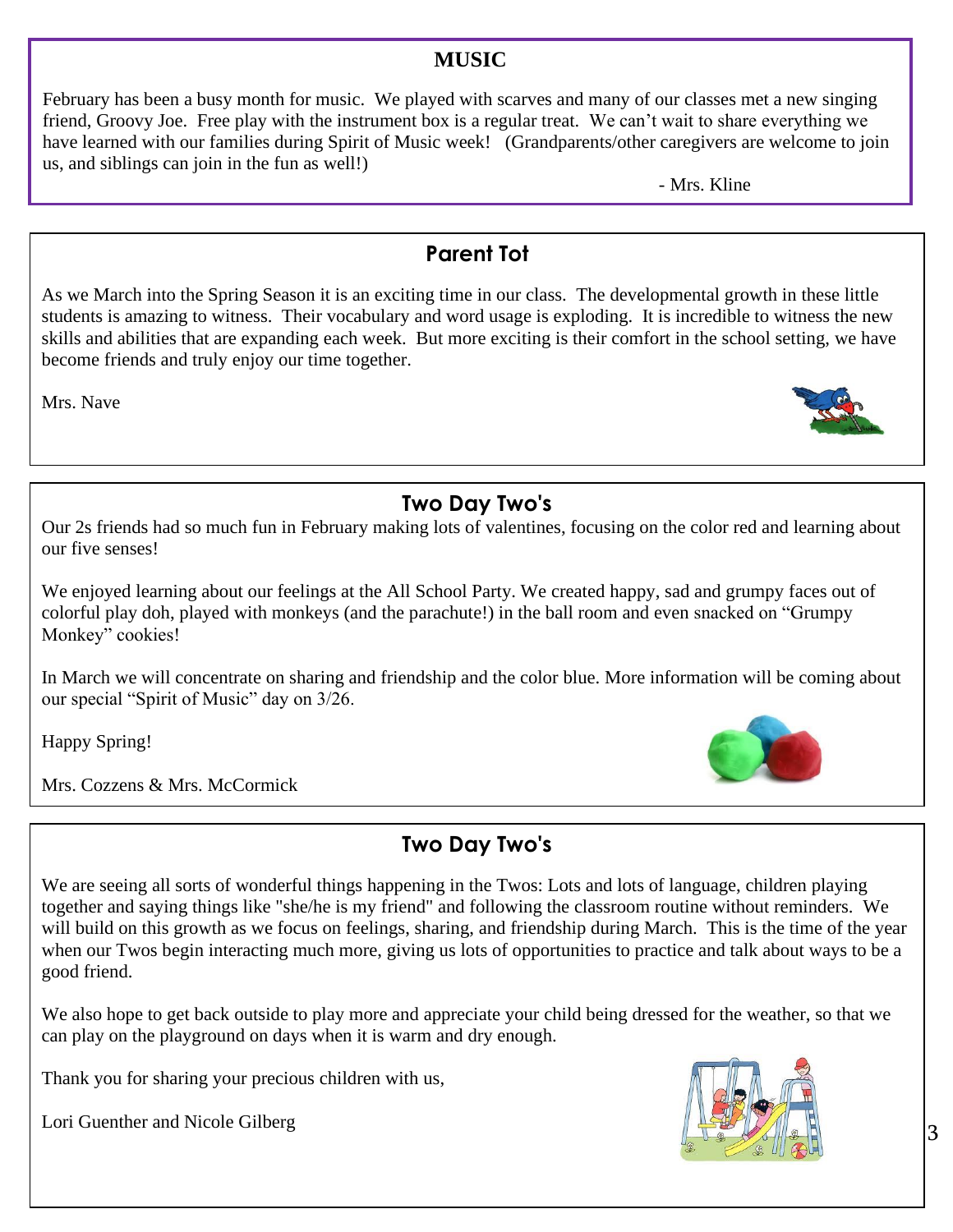## MUSIC

February has been a busy month for music. We played with scarves and many of our classes met a new singing friend, Groovy Joe. Free play with the instrument box is a regular treat. We can't wait to share everything we have learned with our families during Spirit of Music week! (Grandparents/other caregivers are welcome to join us, and siblings can join in the fun as well!)

- Mrs. Kline

## Parent Tot

As we March into the Spring Season it is an exciting time in our class. The developmental growth in these little students is amazing to witness. Their vocabulary and word usage is exploding. It is incredible to witness the new skills and abilities that are expanding each week. But more exciting is their comfort in the school setting, we have become friends and truly enjoy our time together.

Mrs. Nave

## Two Day Two's

Our 2s friends had so much fun in February making lots of valentines, focusing on the color red and learning about our five senses!

We enjoyed learning about our feelings at the All School Party. We created happy, sad and grumpy faces out of colorful play doh, played with monkeys (and the parachute!) in the ball room and even snacked on "Grumpy Monkey" cookies!

In March we will concentrate on sharing and friendship and the color blue. More information will be coming about our special "Spirit of Music" day on 3/26.

Happy Spring!

Mrs. Cozzens & Mrs. McCormick

## Two Day Two's

We are seeing all sorts of wonderful things happening in the Twos: Lots and lots of language, children playing together and saying things like "she/he is my friend" and following the classroom routine without reminders. We will build on this growth as we focus on feelings, sharing, and friendship during March. This is the time of the year when our Twos begin interacting much more, giving us lots of opportunities to practice and talk about ways to be a good friend.

We also hope to get back outside to play more and appreciate your child being dressed for the weather, so that we can play on the playground on days when it is warm and dry enough.

Thank you for sharing your precious children with us,

Lori Guenther and Nicole Gilberg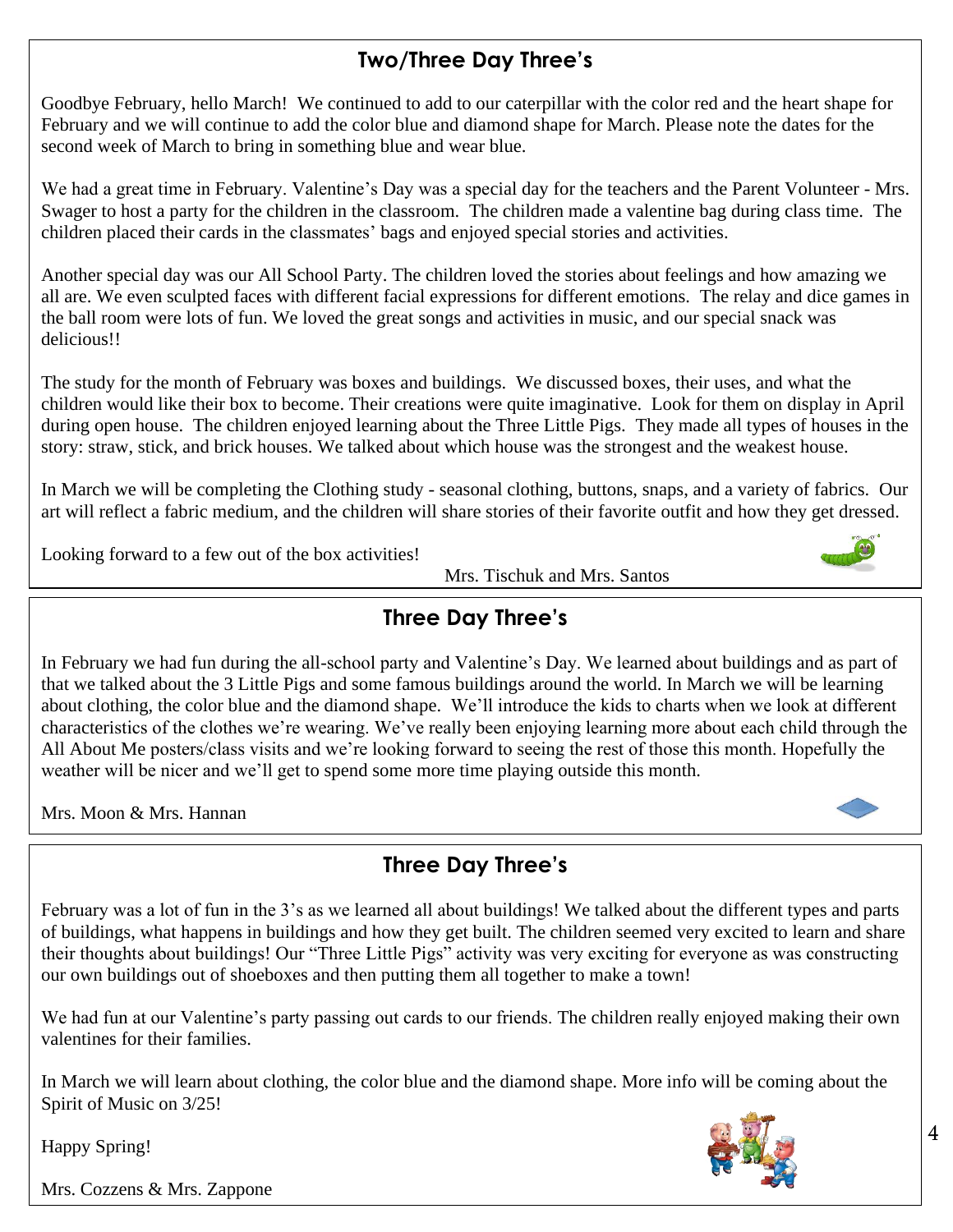## Two/Three Day Three's

Goodbye February, hello March! We continued to add to our caterpillar with the color red and the heart shape for February and we will continue to add the color blue and diamond shape for March. Please note the dates for the second week of March to bring in something blue and wear blue.

We had a great time in February. Valentine's Day was a special day for the teachers and the Parent Volunteer - Mrs. Swager to host a party for the children in the classroom. The children made a valentine bag during class time. The children placed their cards in the classmates' bags and enjoyed special stories and activities.

Another special day was our All School Party. The children loved the stories about feelings and how amazing we all are. We even sculpted faces with different facial expressions for different emotions. The relay and dice games in the ball room were lots of fun. We loved the great songs and activities in music, and our special snack was delicious!!

The study for the month of February was boxes and buildings. We discussed boxes, their uses, and what the children would like their box to become. Their creations were quite imaginative. Look for them on display in April during open house. The children enjoyed learning about the Three Little Pigs. They made all types of houses in the story: straw, stick, and brick houses. We talked about which house was the strongest and the weakest house.

In March we will be completing the Clothing study - seasonal clothing, buttons, snaps, and a variety of fabrics. Our art will reflect a fabric medium, and the children will share stories of their favorite outfit and how they get dressed.

Looking forward to a few out of the box activities!

Mrs. Tischuk and Mrs. Santos

## Three Day Three's

In February we had fun during the all-school party and Valentine's Day. We learned about buildings and as part of that we talked about the 3 Little Pigs and some famous buildings around the world. In March we will be learning about clothing, the color blue and the diamond shape. We'll introduce the kids to charts when we look at different characteristics of the clothes we're wearing. We've really been enjoying learning more about each child through the All About Me posters/class visits and we're looking forward to seeing the rest of those this month. Hopefully the weather will be nicer and we'll get to spend some more time playing outside this month.

Mrs. Moon & Mrs. Hannan

## Three Day Three's

February was a lot of fun in the 3's as we learned all about buildings! We talked about the different types and parts of buildings, what happens in buildings and how they get built. The children seemed very excited to learn and share their thoughts about buildings! Our "Three Little Pigs" activity was very exciting for everyone as was constructing our own buildings out of shoeboxes and then putting them all together to make a town!

We had fun at our Valentine's party passing out cards to our friends. The children really enjoyed making their own valentines for their families.

In March we will learn about clothing, the color blue and the diamond shape. More info will be coming about the Spirit of Music on 3/25!

Happy Spring!

Mrs. Cozzens & Mrs. Zappone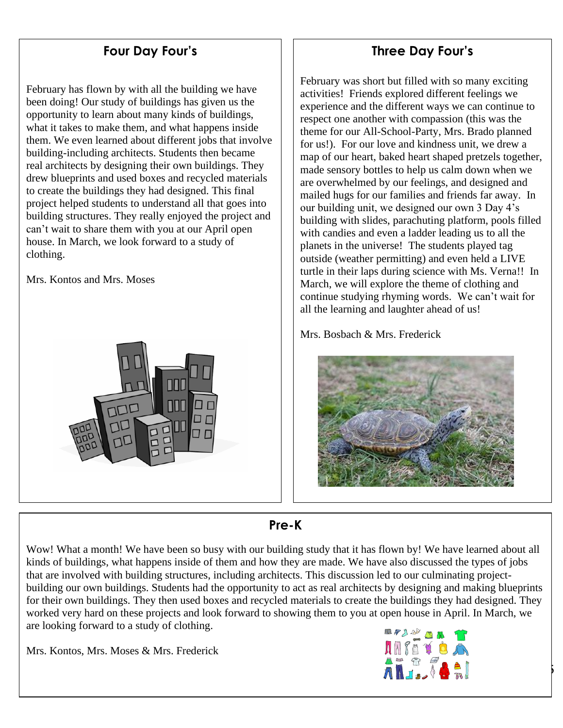## Four Day Four's

February has flown by with all the building we have been doing! Our study of buildings has given us the opportunity to learn about many kinds of buildings, what it takes to make them, and what happens inside them. We even learned about different jobs that involve building-including architects. Students then became real architects by designing their own buildings. They drew blueprints and used boxes and recycled materials to create the buildings they had designed. This final project helped students to understand all that goes into building structures. They really enjoyed the project and can't wait to share them with you at our April open house. In March, we look forward to a study of clothing.

Mrs. Kontos and Mrs. Moses

## Three Day Four's

February was short but filled with so many exciting activities! Friends explored different feelings we experience and the different ways we can continue to respect one another with compassion (this was the theme for our All-School-Party, Mrs. Brado planned for us!). For our love and kindness unit, we drew a map of our heart, baked heart shaped pretzels together, made sensory bottles to help us calm down when we are overwhelmed by our feelings, and designed and mailed hugs for our families and friends far away. In our building unit, we designed our own 3 Day 4's building with slides, parachuting platform, pools filled with candies and even a ladder leading us to all the planets in the universe! The students played tag outside (weather permitting) and even held a LIVE turtle in their laps during science with Ms. Verna!! In March, we will explore the theme of clothing and continue studying rhyming words. We can't wait for all the learning and laughter ahead of us!

Mrs. Bosbach & Mrs. Frederick

## Pre-K

Wow! What a month! We have been so busy with our building study that it has flown by! We have learned about all kinds of buildings, what happens inside of them and how they are made. We have also discussed the types of jobs that are involved with building structures, including architects. This discussion led to our culminating project-building our own buildings. Students had the opportunity to act as real architects by designing and making blueprints for their own buildings. They then used boxes and recycled materials to create the buildings they had designed. They worked very hard on these projects and look forward to showing them to you at open house in April. In March, we are looking forward to a study of clothing.

Mrs. Kontos, Mrs. Moses & Mrs. Frederick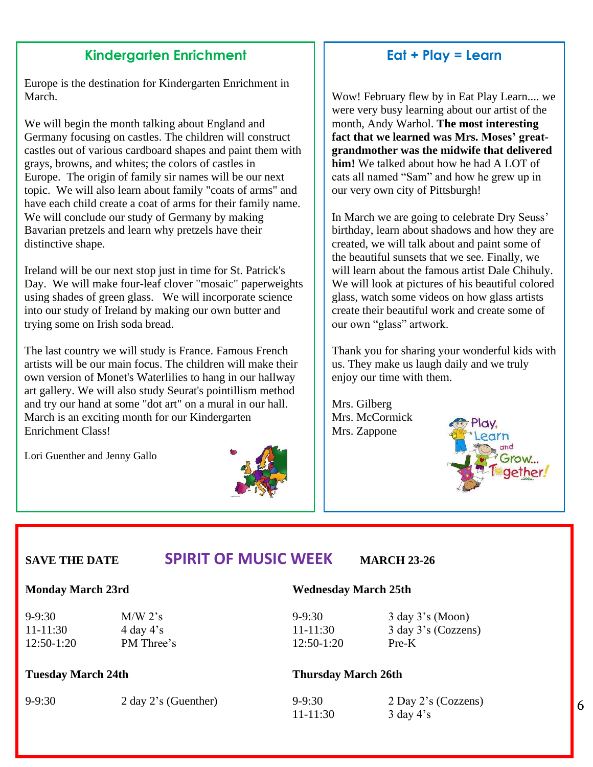## Kindergarten Enrichment

Europe is the destination for Kindergarten Enrichment in March.

We will begin the month talking about England and Germany focusing on castles. The children will construct castles out of various cardboard shapes and paint them with grays, browns, and whites; the colors of castles in Europe. The origin of family sir names will be our next topic. We will also learn about family "coats of arms" and have each child create a coat of arms for their family name. We will conclude our study of Germany by making Bavarian pretzels and learn why pretzels have their distinctive shape.

Ireland will be our next stop just in time for St. Patrick's Day. We will make four-leaf clover "mosaic" paperweights using shades of green glass. We will incorporate science into our study of Ireland by making our own butter and trying some on Irish soda bread.

The last country we will study is France. Famous French artists will be our main focus. The children will make their own version of Monet's Waterlilies to hang in our hallway art gallery. We will also study Seurat's pointillism method and try our hand at some "dot art" on a mural in our hall. March is an exciting month for our Kindergarten Enrichment Class!

Lori Guenther and Jenny Gallo

## Eat + Play = Learn

Wow! February flew by in Eat Play Learn.... we were very busy learning about our artist of the month, Andy Warhol. **The most interesting fact that we learned was Mrs. Moses' great-grandmother was the midwife that delivered him!** We talked about how he had A LOT of cats all named "Sam" and how he grew up in our very own city of Pittsburgh!

In March we are going to celebrate Dry Seuss' birthday, learn about shadows and how they are created, we will talk about and paint some of the beautiful sunsets that we see. Finally, we will learn about the famous artist Dale Chihuly. We will look at pictures of his beautiful colored glass, watch some videos on how glass artists create their beautiful work and create some of our own "glass" artwork.

Thank you for sharing your wonderful kids with us. They make us laugh daily and we truly enjoy our time with them.

Mrs. Gilberg
Mrs. McCormick
Mrs. Zappone

**SAVE THE DATE** — **SPIRIT OF MUSIC WEEK** — **MARCH 23-26**

**Monday March 23rd**

| | |
|---|---|
| 9-9:30 | M/W 2's |
| 11-11:30 | 4 day 4's |
| 12:50-1:20 | PM Three's |

**Tuesday March 24th**

| | |
|---|---|
| 9-9:30 | 2 day 2's (Guenther) |

**Wednesday March 25th**

| | |
|---|---|
| 9-9:30 | 3 day 3's (Moon) |
| 11-11:30 | 3 day 3's (Cozzens) |
| 12:50-1:20 | Pre-K |

**Thursday March 26th**

| | |
|---|---|
| 9-9:30 | 2 Day 2's (Cozzens) |
| 11-11:30 | 3 day 4's |